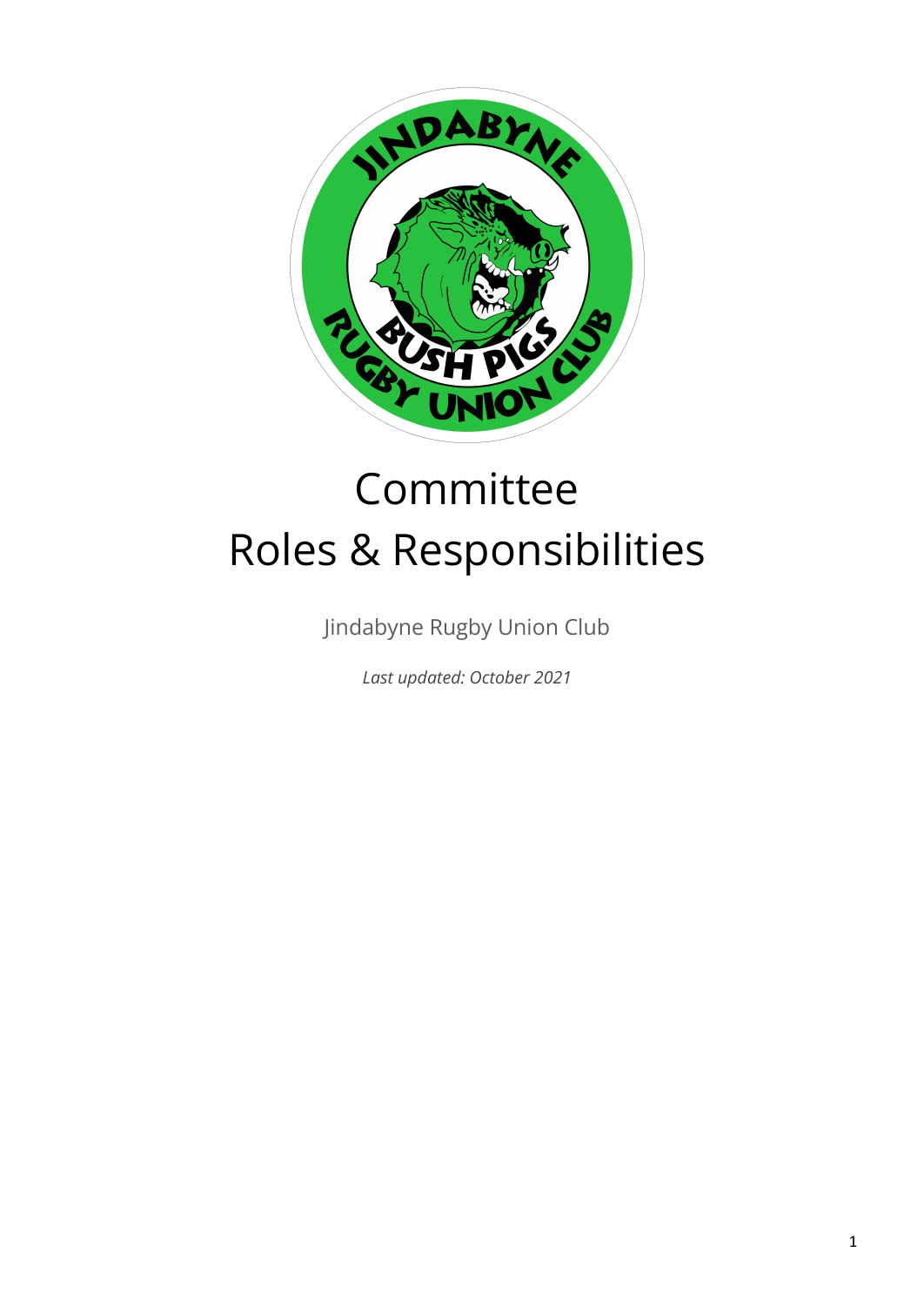# Committee Roles & Responsibilities

Jindabyne Rugby Union Club

*Last updated: October 2021*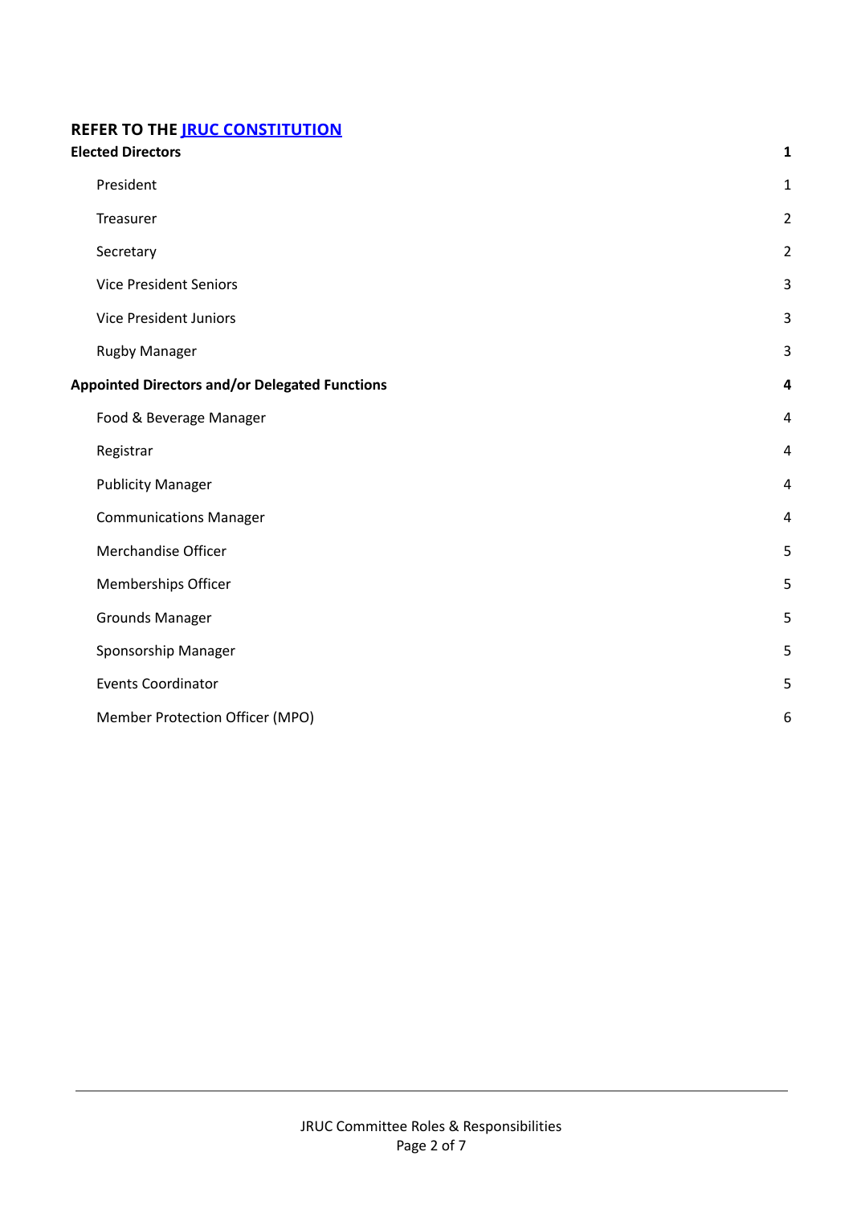## REFER TO THE [JRUC CONSTITUTION]

**Elected Directors** **1**

- President 1
- Treasurer 2
- Secretary 2
- Vice President Seniors 3
- Vice President Juniors 3
- Rugby Manager 3

**Appointed Directors and/or Delegated Functions** **4**

- Food & Beverage Manager 4
- Registrar 4
- Publicity Manager 4
- Communications Manager 4
- Merchandise Officer 5
- Memberships Officer 5
- Grounds Manager 5
- Sponsorship Manager 5
- Events Coordinator 5
- Member Protection Officer (MPO) 6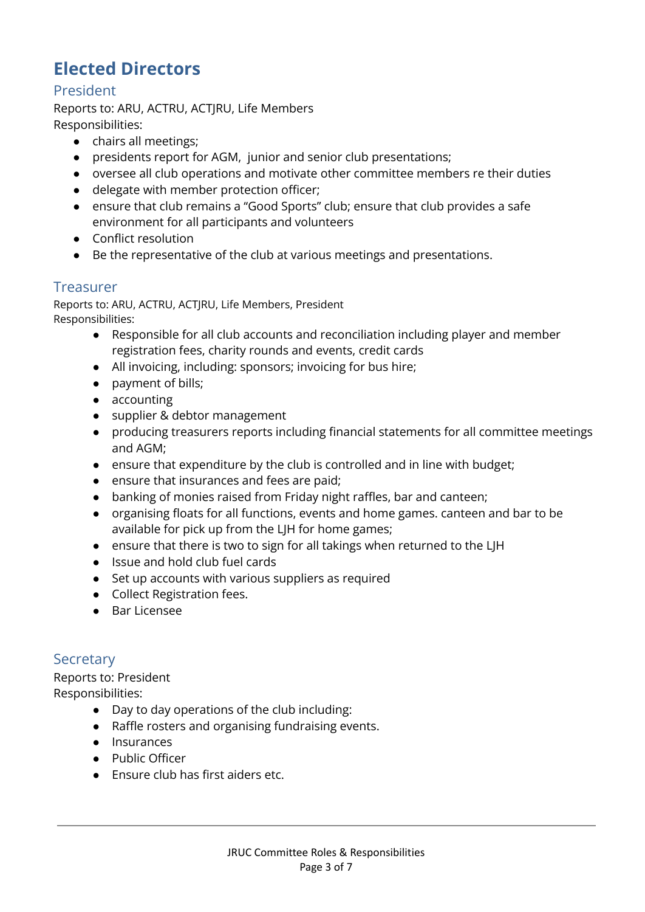# Elected Directors

## President

Reports to: ARU, ACTRU, ACTJRU, Life Members
Responsibilities:

- chairs all meetings;
- presidents report for AGM, junior and senior club presentations;
- oversee all club operations and motivate other committee members re their duties
- delegate with member protection officer;
- ensure that club remains a "Good Sports" club; ensure that club provides a safe environment for all participants and volunteers
- Conflict resolution
- Be the representative of the club at various meetings and presentations.

## Treasurer

Reports to: ARU, ACTRU, ACTJRU, Life Members, President
Responsibilities:

- Responsible for all club accounts and reconciliation including player and member registration fees, charity rounds and events, credit cards
- All invoicing, including: sponsors; invoicing for bus hire;
- payment of bills;
- accounting
- supplier & debtor management
- producing treasurers reports including financial statements for all committee meetings and AGM;
- ensure that expenditure by the club is controlled and in line with budget;
- ensure that insurances and fees are paid;
- banking of monies raised from Friday night raffles, bar and canteen;
- organising floats for all functions, events and home games. canteen and bar to be available for pick up from the LJH for home games;
- ensure that there is two to sign for all takings when returned to the LJH
- Issue and hold club fuel cards
- Set up accounts with various suppliers as required
- Collect Registration fees.
- Bar Licensee

## Secretary

Reports to: President
Responsibilities:

- Day to day operations of the club including:
- Raffle rosters and organising fundraising events.
- Insurances
- Public Officer
- Ensure club has first aiders etc.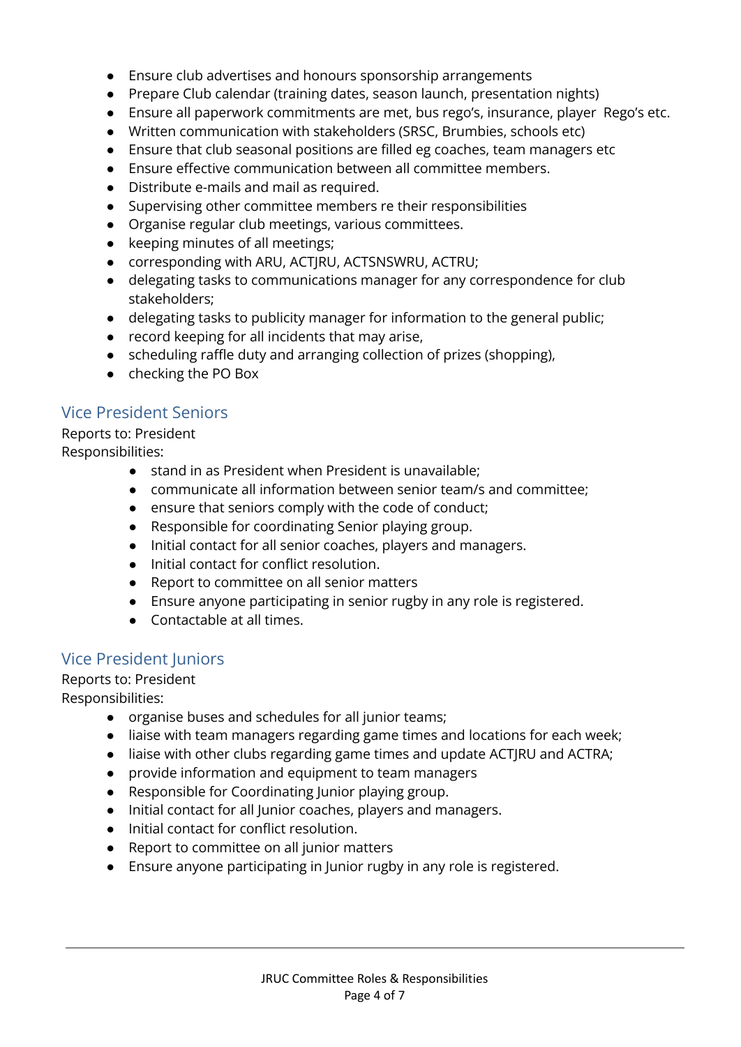- Ensure club advertises and honours sponsorship arrangements
- Prepare Club calendar (training dates, season launch, presentation nights)
- Ensure all paperwork commitments are met, bus rego's, insurance, player Rego's etc.
- Written communication with stakeholders (SRSC, Brumbies, schools etc)
- Ensure that club seasonal positions are filled eg coaches, team managers etc
- Ensure effective communication between all committee members.
- Distribute e-mails and mail as required.
- Supervising other committee members re their responsibilities
- Organise regular club meetings, various committees.
- keeping minutes of all meetings;
- corresponding with ARU, ACTJRU, ACTSNSWRU, ACTRU;
- delegating tasks to communications manager for any correspondence for club stakeholders;
- delegating tasks to publicity manager for information to the general public;
- record keeping for all incidents that may arise,
- scheduling raffle duty and arranging collection of prizes (shopping),
- checking the PO Box

## Vice President Seniors

Reports to: President
Responsibilities:

- stand in as President when President is unavailable;
- communicate all information between senior team/s and committee;
- ensure that seniors comply with the code of conduct;
- Responsible for coordinating Senior playing group.
- Initial contact for all senior coaches, players and managers.
- Initial contact for conflict resolution.
- Report to committee on all senior matters
- Ensure anyone participating in senior rugby in any role is registered.
- Contactable at all times.

## Vice President Juniors

Reports to: President
Responsibilities:

- organise buses and schedules for all junior teams;
- liaise with team managers regarding game times and locations for each week;
- liaise with other clubs regarding game times and update ACTJRU and ACTRA;
- provide information and equipment to team managers
- Responsible for Coordinating Junior playing group.
- Initial contact for all Junior coaches, players and managers.
- Initial contact for conflict resolution.
- Report to committee on all junior matters
- Ensure anyone participating in Junior rugby in any role is registered.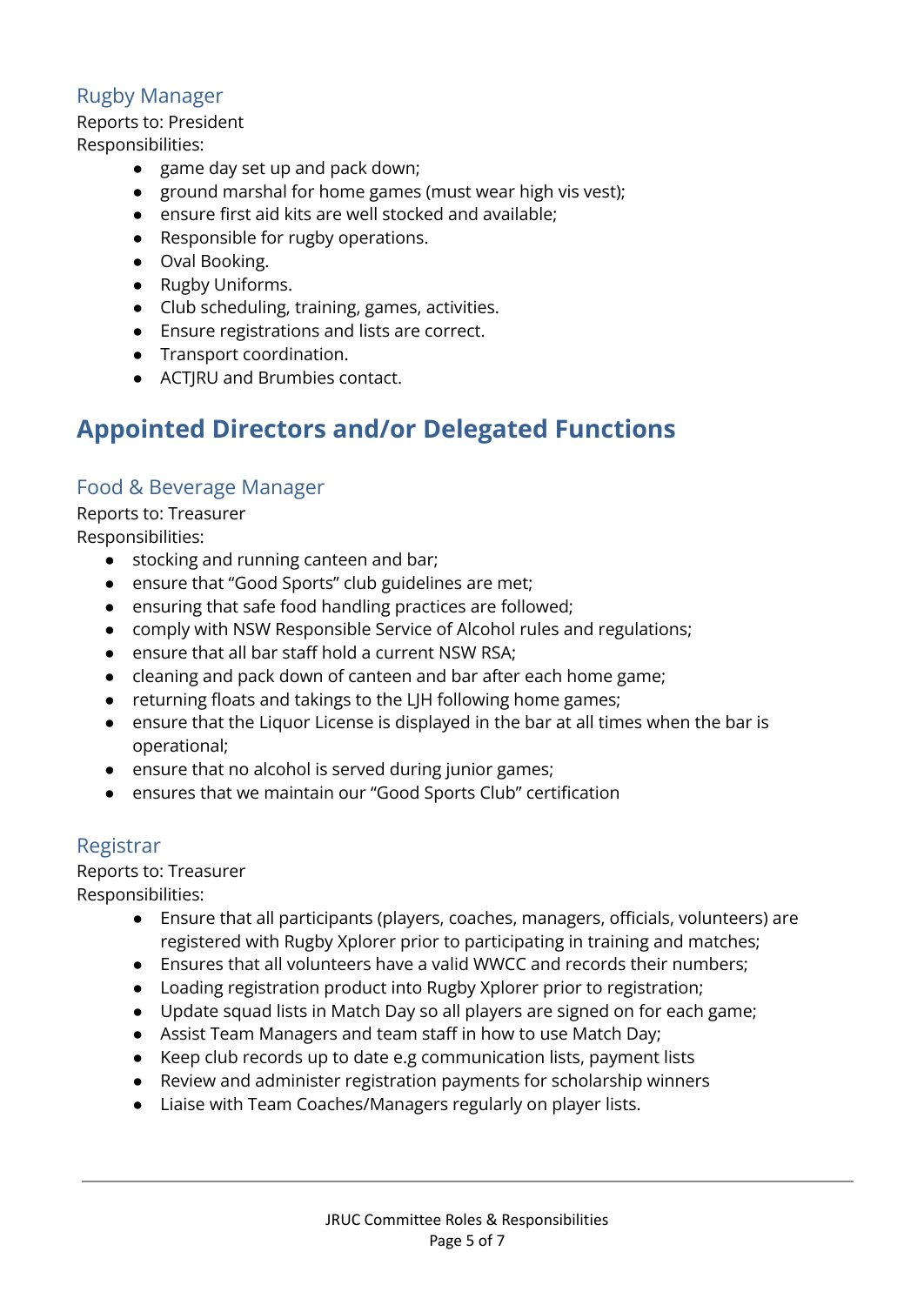### Rugby Manager

Reports to: President

Responsibilities:

- game day set up and pack down;
- ground marshal for home games (must wear high vis vest);
- ensure first aid kits are well stocked and available;
- Responsible for rugby operations.
- Oval Booking.
- Rugby Uniforms.
- Club scheduling, training, games, activities.
- Ensure registrations and lists are correct.
- Transport coordination.
- ACTJRU and Brumbies contact.

## Appointed Directors and/or Delegated Functions

### Food & Beverage Manager

Reports to: Treasurer

Responsibilities:

- stocking and running canteen and bar;
- ensure that "Good Sports" club guidelines are met;
- ensuring that safe food handling practices are followed;
- comply with NSW Responsible Service of Alcohol rules and regulations;
- ensure that all bar staff hold a current NSW RSA;
- cleaning and pack down of canteen and bar after each home game;
- returning floats and takings to the LJH following home games;
- ensure that the Liquor License is displayed in the bar at all times when the bar is operational;
- ensure that no alcohol is served during junior games;
- ensures that we maintain our "Good Sports Club" certification

### Registrar

Reports to: Treasurer

Responsibilities:

- Ensure that all participants (players, coaches, managers, officials, volunteers) are registered with Rugby Xplorer prior to participating in training and matches;
- Ensures that all volunteers have a valid WWCC and records their numbers;
- Loading registration product into Rugby Xplorer prior to registration;
- Update squad lists in Match Day so all players are signed on for each game;
- Assist Team Managers and team staff in how to use Match Day;
- Keep club records up to date e.g communication lists, payment lists
- Review and administer registration payments for scholarship winners
- Liaise with Team Coaches/Managers regularly on player lists.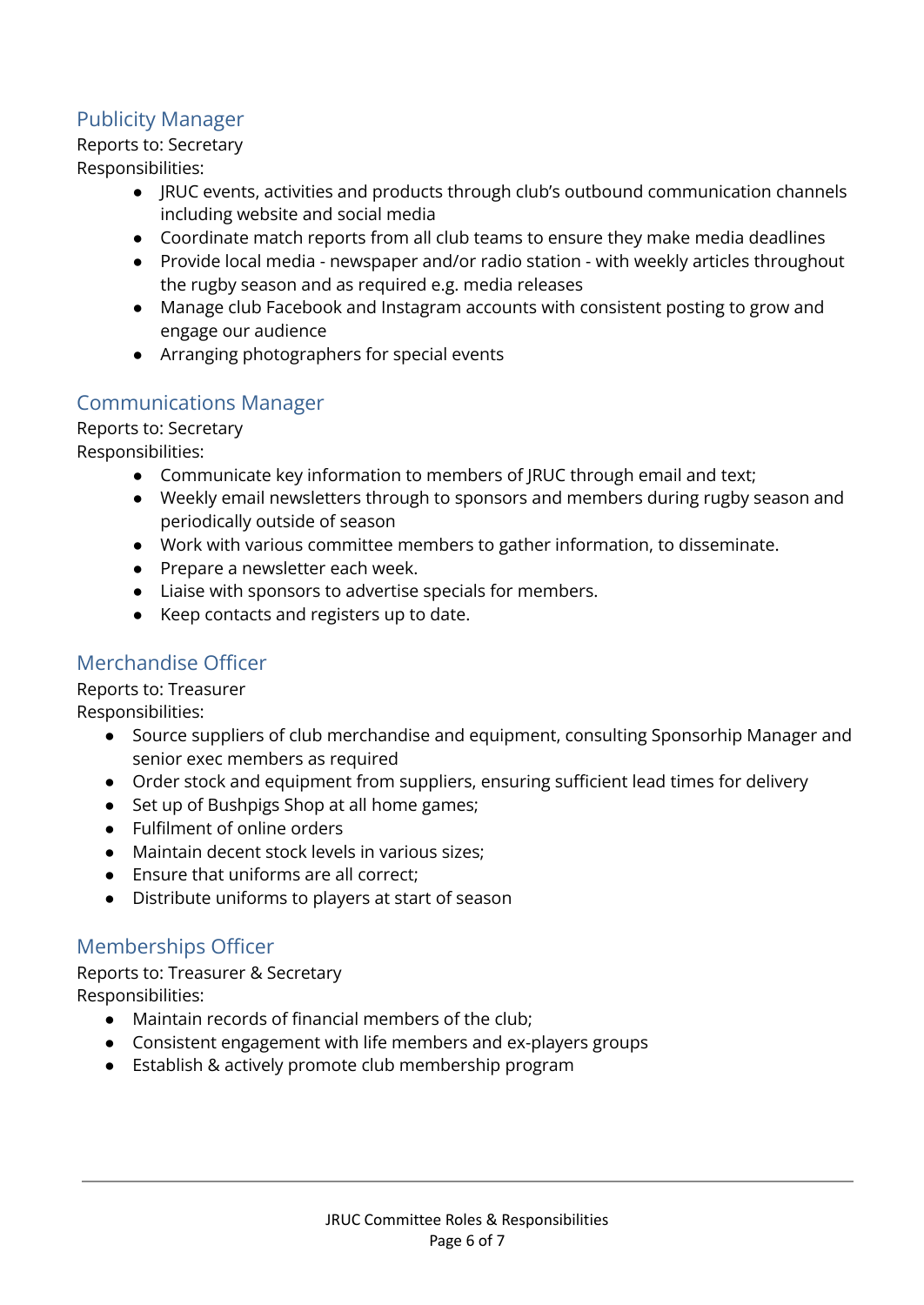## Publicity Manager

Reports to: Secretary

Responsibilities:

- JRUC events, activities and products through club's outbound communication channels including website and social media
- Coordinate match reports from all club teams to ensure they make media deadlines
- Provide local media - newspaper and/or radio station - with weekly articles throughout the rugby season and as required e.g. media releases
- Manage club Facebook and Instagram accounts with consistent posting to grow and engage our audience
- Arranging photographers for special events

## Communications Manager

Reports to: Secretary

Responsibilities:

- Communicate key information to members of JRUC through email and text;
- Weekly email newsletters through to sponsors and members during rugby season and periodically outside of season
- Work with various committee members to gather information, to disseminate.
- Prepare a newsletter each week.
- Liaise with sponsors to advertise specials for members.
- Keep contacts and registers up to date.

## Merchandise Officer

Reports to: Treasurer

Responsibilities:

- Source suppliers of club merchandise and equipment, consulting Sponsorhip Manager and senior exec members as required
- Order stock and equipment from suppliers, ensuring sufficient lead times for delivery
- Set up of Bushpigs Shop at all home games;
- Fulfilment of online orders
- Maintain decent stock levels in various sizes;
- Ensure that uniforms are all correct;
- Distribute uniforms to players at start of season

## Memberships Officer

Reports to: Treasurer & Secretary

Responsibilities:

- Maintain records of financial members of the club;
- Consistent engagement with life members and ex-players groups
- Establish & actively promote club membership program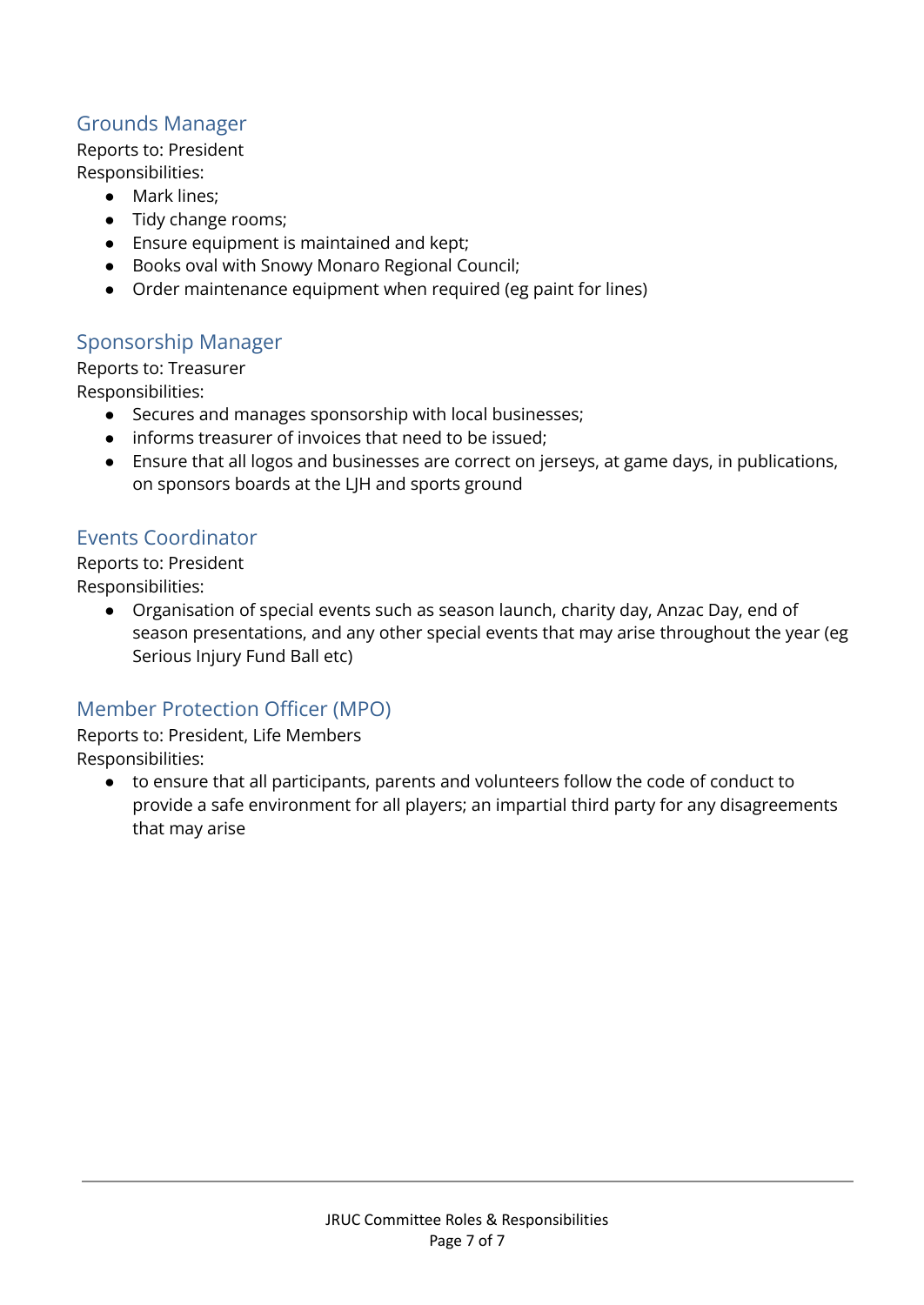## Grounds Manager

Reports to: President
Responsibilities:

- Mark lines;
- Tidy change rooms;
- Ensure equipment is maintained and kept;
- Books oval with Snowy Monaro Regional Council;
- Order maintenance equipment when required (eg paint for lines)

## Sponsorship Manager

Reports to: Treasurer
Responsibilities:

- Secures and manages sponsorship with local businesses;
- informs treasurer of invoices that need to be issued;
- Ensure that all logos and businesses are correct on jerseys, at game days, in publications, on sponsors boards at the LJH and sports ground

## Events Coordinator

Reports to: President
Responsibilities:

- Organisation of special events such as season launch, charity day, Anzac Day, end of season presentations, and any other special events that may arise throughout the year (eg Serious Injury Fund Ball etc)

## Member Protection Officer (MPO)

Reports to: President, Life Members
Responsibilities:

- to ensure that all participants, parents and volunteers follow the code of conduct to provide a safe environment for all players; an impartial third party for any disagreements that may arise